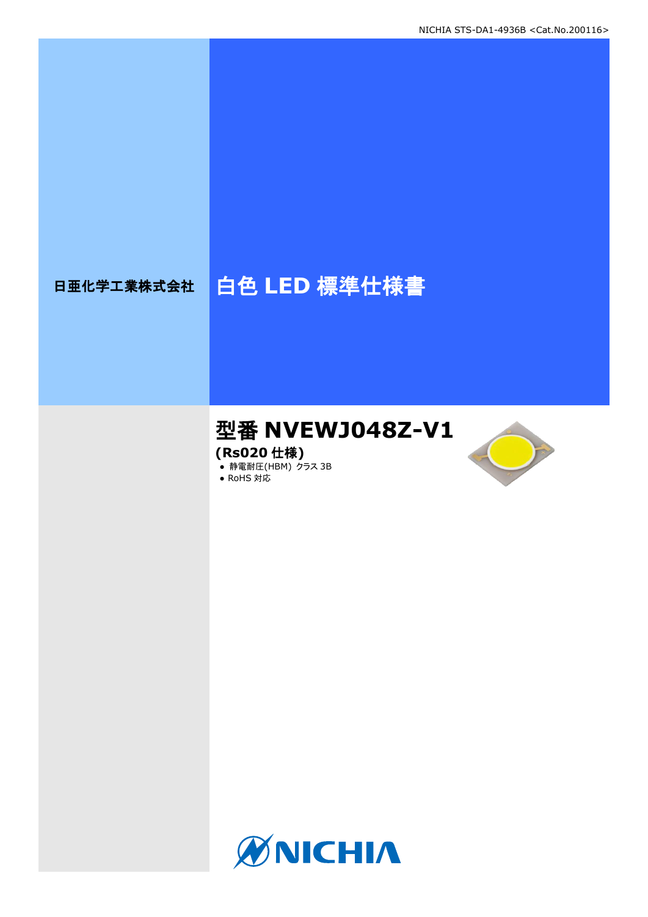日亜化学工業株式会社

# 白色 LED 標準仕様書

## 型番 NVEWJ048Z-V1

**(Rs020 仕様)**

- 静電耐圧(HBM) クラス 3B
- RoHS 対応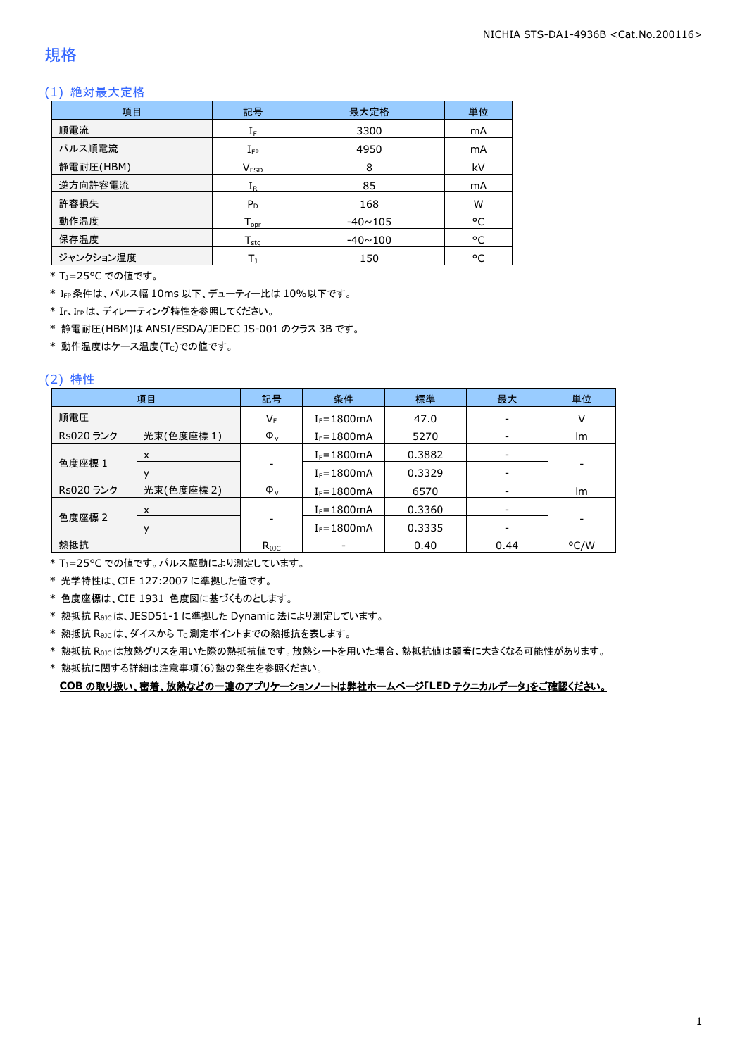# 規格

## (1) 絶対最大定格

| 項目 | 記号 | 最大定格 | 単位 |
|---|---|---|---|
| 順電流 | $I_F$ | 3300 | mA |
| パルス順電流 | $I_{FP}$ | 4950 | mA |
| 静電耐圧(HBM) | $V_{ESD}$ | 8 | kV |
| 逆方向許容電流 | $I_R$ | 85 | mA |
| 許容損失 | $P_D$ | 168 | W |
| 動作温度 | $T_{opr}$ | -40~105 | °C |
| 保存温度 | $T_{stg}$ | -40~100 | °C |
| ジャンクション温度 | $T_J$ | 150 | °C |

* $T_J$=25°C での値です。
* $I_{FP}$ 条件は、パルス幅 10ms 以下、デューティー比は 10%以下です。
* $I_F$、$I_{FP}$ は、ディレーティング特性を参照してください。
* 静電耐圧(HBM)は ANSI/ESDA/JEDEC JS-001 のクラス 3B です。
* 動作温度はケース温度($T_C$)での値です。

## (2) 特性

| 項目 | | 記号 | 条件 | 標準 | 最大 | 単位 |
|---|---|---|---|---|---|---|
| 順電圧 | | $V_F$ | $I_F$=1800mA | 47.0 | - | V |
| Rs020 ランク | 光束(色度座標 1) | $\Phi_v$ | $I_F$=1800mA | 5270 | - | lm |
| 色度座標 1 | x | - | $I_F$=1800mA | 0.3882 | - | - |
| | y | | $I_F$=1800mA | 0.3329 | - | |
| Rs020 ランク | 光束(色度座標 2) | $\Phi_v$ | $I_F$=1800mA | 6570 | - | lm |
| 色度座標 2 | x | - | $I_F$=1800mA | 0.3360 | - | - |
| | y | | $I_F$=1800mA | 0.3335 | - | |
| 熱抵抗 | | $R_{\theta JC}$ | - | 0.40 | 0.44 | °C/W |

* $T_J$=25°C での値です。パルス駆動により測定しています。
* 光学特性は、CIE 127:2007 に準拠した値です。
* 色度座標は、CIE 1931 色度図に基づくものとします。
* 熱抵抗 $R_{\theta JC}$ は、JESD51-1 に準拠した Dynamic 法により測定しています。
* 熱抵抗 $R_{\theta JC}$ は、ダイスから $T_C$ 測定ポイントまでの熱抵抗を表します。
* 熱抵抗 $R_{\theta JC}$ は放熱グリスを用いた際の熱抵抗値です。放熱シートを用いた場合、熱抵抗値は顕著に大きくなる可能性があります。
* 熱抵抗に関する詳細は注意事項(6)熱の発生を参照ください。

**COB の取り扱い、密着、放熱などの一連のアプリケーションノートは弊社ホームページ「LED テクニカルデータ」をご確認ください。**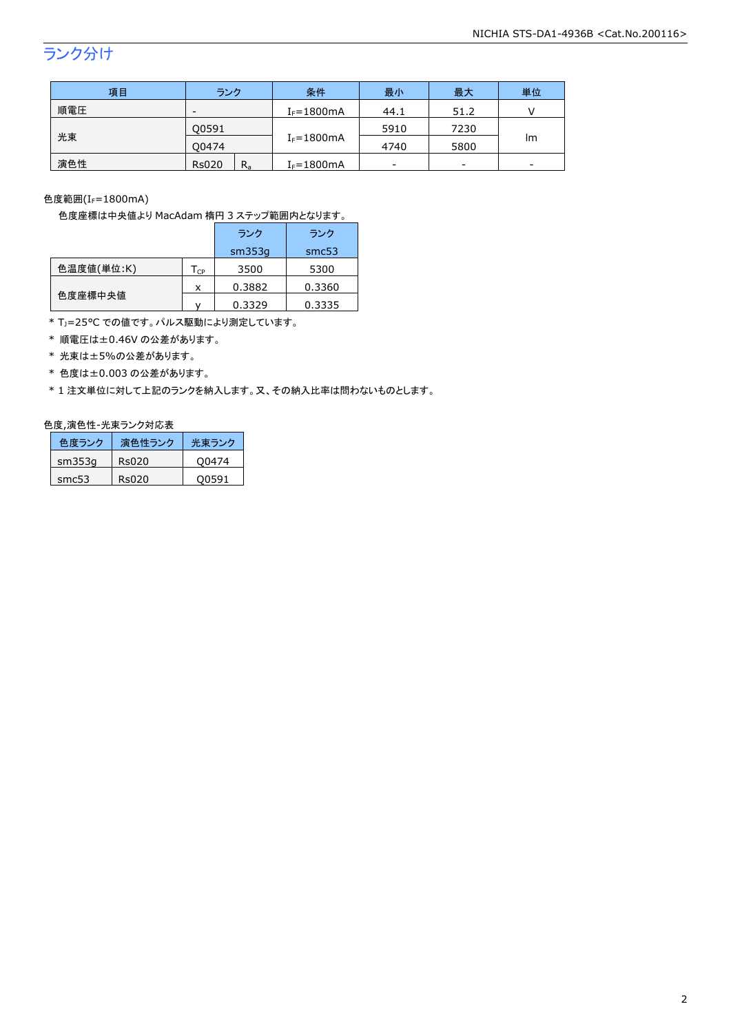## ランク分け

| 項目 | ランク | | 条件 | 最小 | 最大 | 単位 |
|---|---|---|---|---|---|---|
| 順電圧 | - | | $I_F$=1800mA | 44.1 | 51.2 | V |
| 光束 | Q0591 | | $I_F$=1800mA | 5910 | 7230 | lm |
| | Q0474 | | | 4740 | 5800 | |
| 演色性 | Rs020 | $R_a$ | $I_F$=1800mA | - | - | - |

色度範囲($I_F$=1800mA)

色度座標は中央値より MacAdam 楕円 3 ステップ範囲内となります。

| | | ランク sm353g | ランク smc53 |
|---|---|---|---|
| 色温度値(単位:K) | $T_{CP}$ | 3500 | 5300 |
| 色度座標中央値 | x | 0.3882 | 0.3360 |
| | y | 0.3329 | 0.3335 |

* $T_J$=25°C での値です。パルス駆動により測定しています。
* 順電圧は±0.46V の公差があります。
* 光束は±5%の公差があります。
* 色度は±0.003 の公差があります。
* 1 注文単位に対して上記のランクを納入します。又、その納入比率は問わないものとします。

色度,演色性-光束ランク対応表

| 色度ランク | 演色性ランク | 光束ランク |
|---|---|---|
| sm353g | Rs020 | Q0474 |
| smc53 | Rs020 | Q0591 |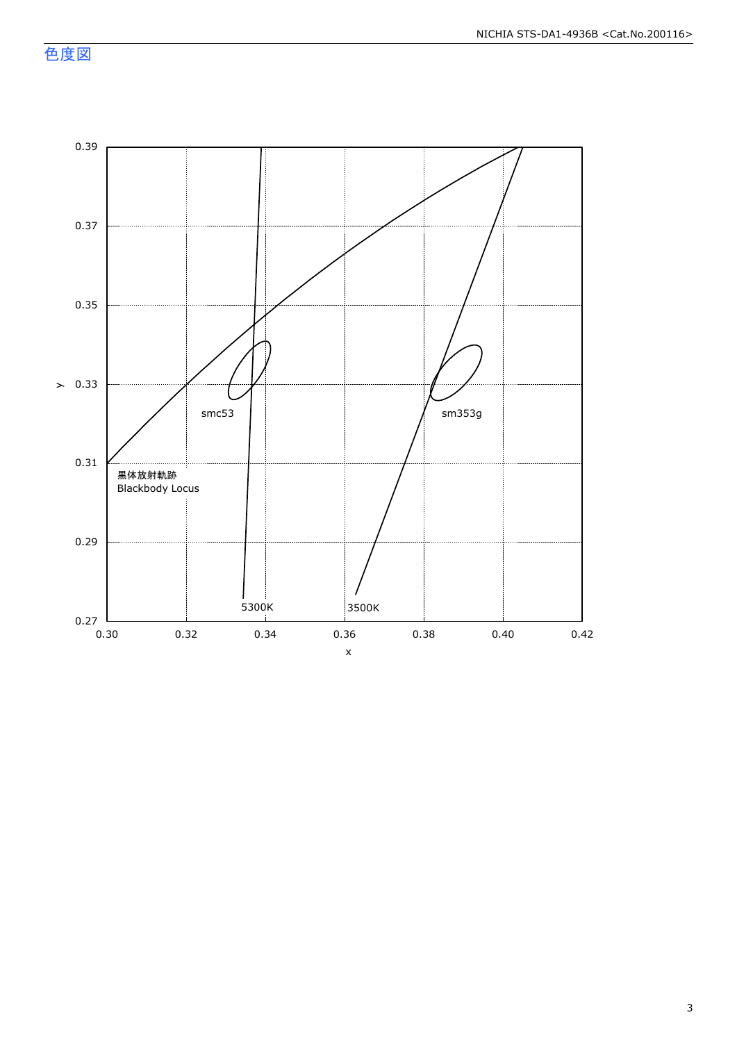## 色度図

y

0.39

0.37

0.35

0.33

0.31

0.29

0.27

0.30 0.32 0.34 0.36 0.38 0.40 0.42

x

smc53

sm353g

黒体放射軌跡
Blackbody Locus

5300K

3500K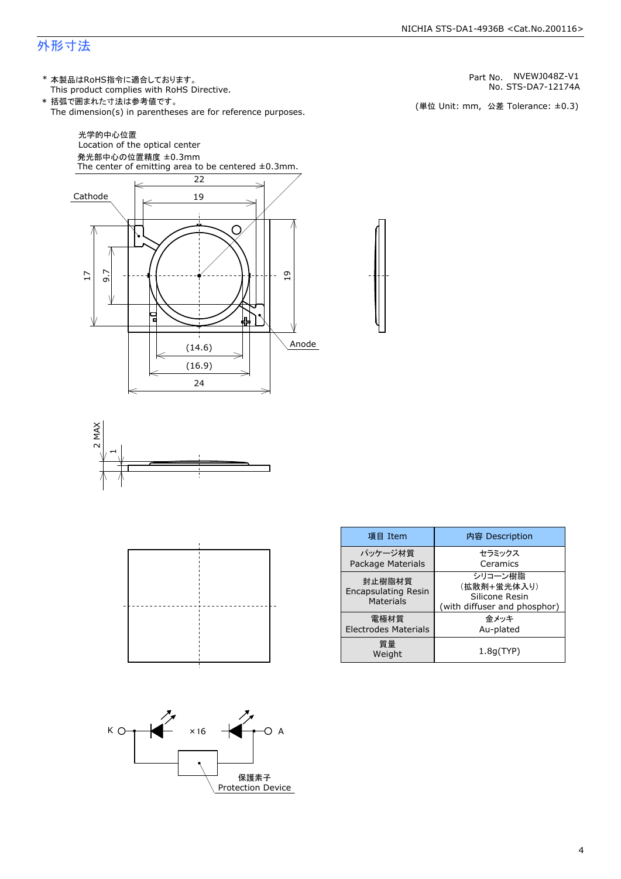## 外形寸法

\* 本製品はRoHS指令に適合しております。
 This product complies with RoHS Directive.

\* 括弧で囲まれた寸法は参考値です。
 The dimension(s) in parentheses are for reference purposes.

Part No. NVEWJ048Z-V1
No. STS-DA7-12174A

(単位 Unit: mm, 公差 Tolerance: ±0.3)

光学的中心位置
Location of the optical center
発光部中心の位置精度 ±0.3mm
The center of emitting area to be centered ±0.3mm.

Cathode

Anode

22, 19, 17, 9.7, 19, (14.6), (16.9), 24

2 MAX, 1

| 項目 Item | 内容 Description |
|---|---|
| パッケージ材質<br>Package Materials | セラミックス<br>Ceramics |
| 封止樹脂材質<br>Encapsulating Resin Materials | シリコーン樹脂<br>(拡散剤+蛍光体入り)<br>Silicone Resin<br>(with diffuser and phosphor) |
| 電極材質<br>Electrodes Materials | 金メッキ<br>Au-plated |
| 質量<br>Weight | 1.8g(TYP) |

K ×16 A

保護素子
Protection Device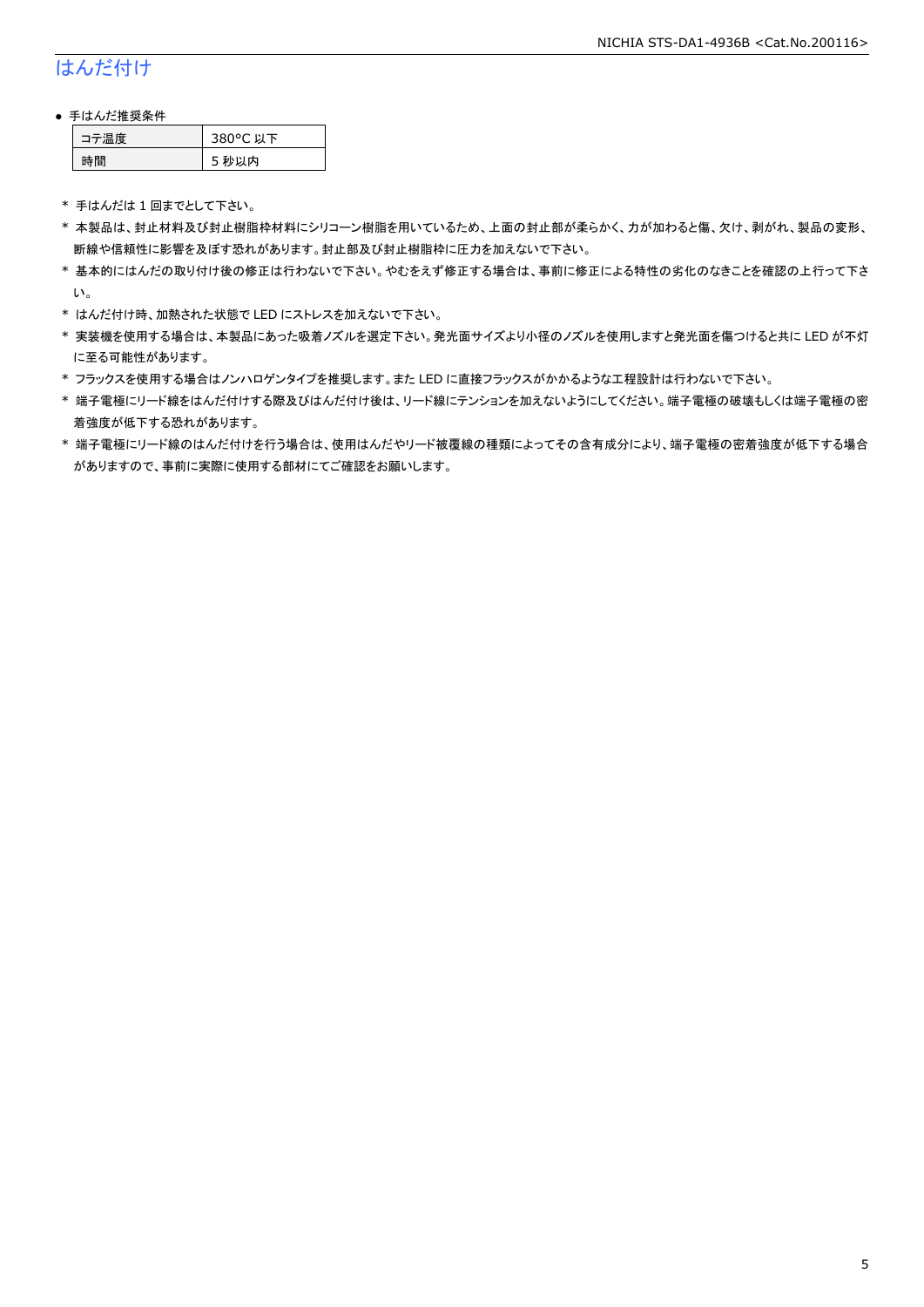## はんだ付け

● 手はんだ推奨条件

| コテ温度 | 380°C 以下 |
|---|---|
| 時間 | 5 秒以内 |

\* 手はんだは 1 回までとして下さい。

\* 本製品は、封止材料及び封止樹脂枠材料にシリコーン樹脂を用いているため、上面の封止部が柔らかく、力が加わると傷、欠け、剥がれ、製品の変形、断線や信頼性に影響を及ぼす恐れがあります。封止部及び封止樹脂枠に圧力を加えないで下さい。

\* 基本的にはんだの取り付け後の修正は行わないで下さい。やむをえず修正する場合は、事前に修正による特性の劣化のなきことを確認の上行って下さい。

\* はんだ付け時、加熱された状態で LED にストレスを加えないで下さい。

\* 実装機を使用する場合は、本製品にあった吸着ノズルを選定下さい。発光面サイズより小径のノズルを使用しますと発光面を傷つけると共に LED が不灯に至る可能性があります。

\* フラックスを使用する場合はノンハロゲンタイプを推奨します。また LED に直接フラックスがかかるような工程設計は行わないで下さい。

\* 端子電極にリード線をはんだ付けする際及びはんだ付け後は、リード線にテンションを加えないようにしてください。端子電極の破壊もしくは端子電極の密着強度が低下する恐れがあります。

\* 端子電極にリード線のはんだ付けを行う場合は、使用はんだやリード被覆線の種類によってその含有成分により、端子電極の密着強度が低下する場合がありますので、事前に実際に使用する部材にてご確認をお願いします。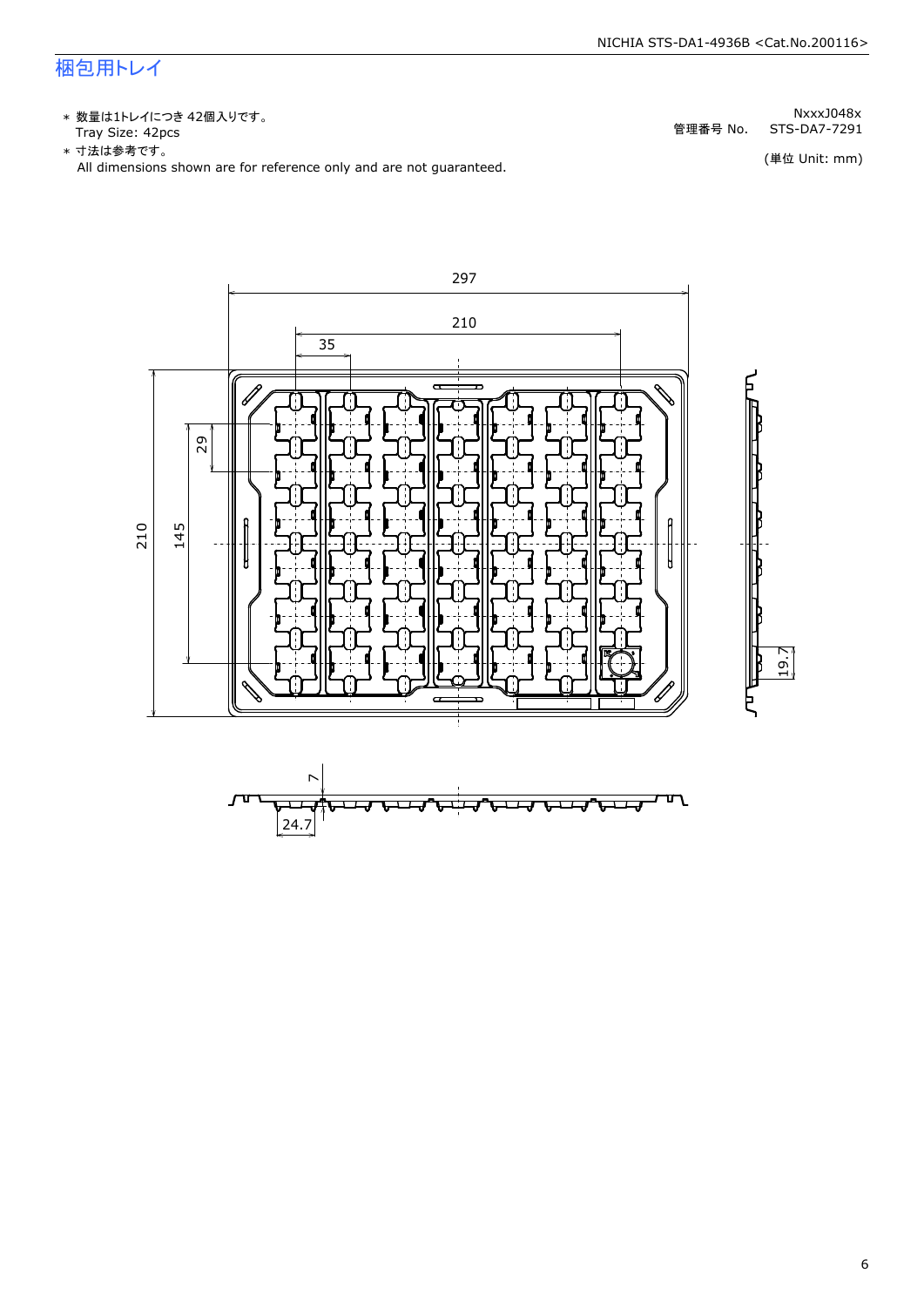## 梱包用トレイ

- ＊ 数量は1トレイにつき 42個入りです。
  Tray Size: 42pcs
- ＊ 寸法は参考です。
  All dimensions shown are for reference only and are not guaranteed.

NxxxJ048x
管理番号 No. STS-DA7-7291

(単位 Unit: mm)

297
210
35
29
210
145
19.7
7
24.7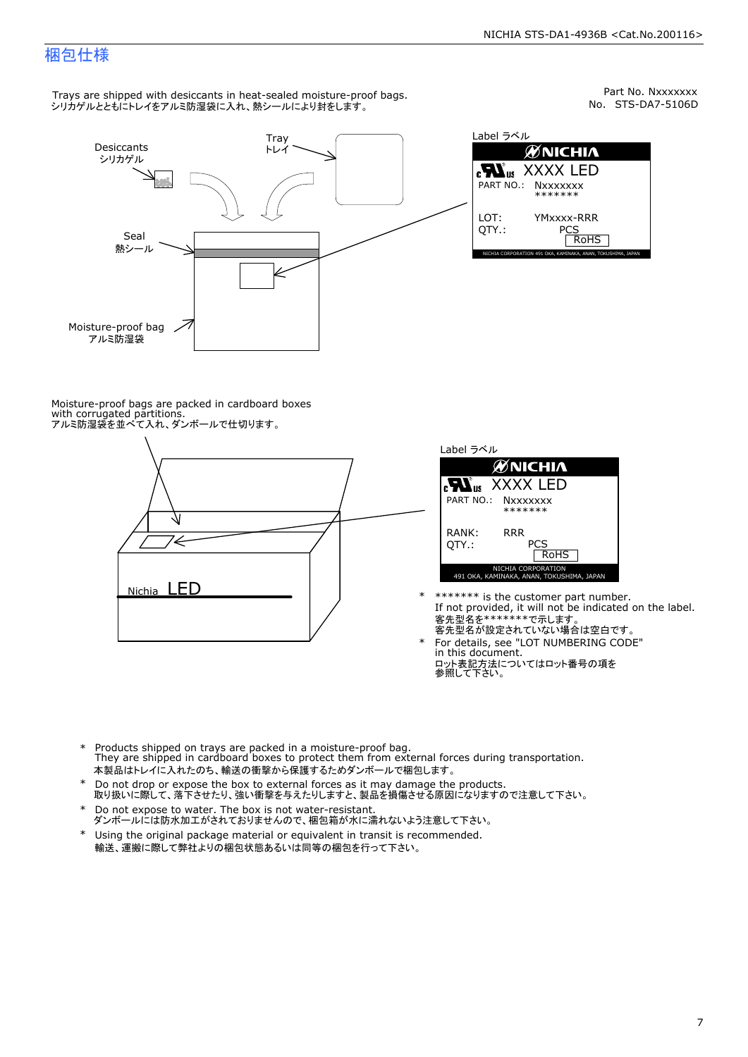# 梱包仕様

Part No. Nxxxxxxx
No.　STS-DA7-5106D

Trays are shipped with desiccants in heat-sealed moisture-proof bags.
シリカゲルとともにトレイをアルミ防湿袋に入れ、熱シールにより封をします。

Desiccants
シリカゲル

Tray
トレイ

Seal
熱シール

Moisture-proof bag
アルミ防湿袋

Label ラベル

NICHIA
XXXX LED
PART NO.: Nxxxxxxx
*******
LOT: YMxxxx-RRR
QTY.: PCS
RoHS
NICHIA CORPORATION 491 OKA, KAMINAKA, ANAN, TOKUSHIMA, JAPAN

Moisture-proof bags are packed in cardboard boxes with corrugated partitions.
アルミ防湿袋を並べて入れ、ダンボールで仕切ります。

Nichia LED

Label ラベル

NICHIA
XXXX LED
PART NO.: Nxxxxxxx
*******
RANK: RRR
QTY.: PCS
RoHS
NICHIA CORPORATION
491 OKA, KAMINAKA, ANAN, TOKUSHIMA, JAPAN

- ******* is the customer part number.
  If not provided, it will not be indicated on the label.
  客先型名を*******で示します。
  客先型名が設定されていない場合は空白です。
- For details, see "LOT NUMBERING CODE" in this document.
  ロット表記方法についてはロット番号の項を参照して下さい。

- Products shipped on trays are packed in a moisture-proof bag.
  They are shipped in cardboard boxes to protect them from external forces during transportation.
  本製品はトレイに入れたのち、輸送の衝撃から保護するためダンボールで梱包します。
- Do not drop or expose the box to external forces as it may damage the products.
  取り扱いに際して、落下させたり、強い衝撃を与えたりしますと、製品を損傷させる原因になりますので注意して下さい。
- Do not expose to water. The box is not water-resistant.
  ダンボールには防水加工がされておりませんので、梱包箱が水に濡れないよう注意して下さい。
- Using the original package material or equivalent in transit is recommended.
  輸送、運搬に際して弊社よりの梱包状態あるいは同等の梱包を行って下さい。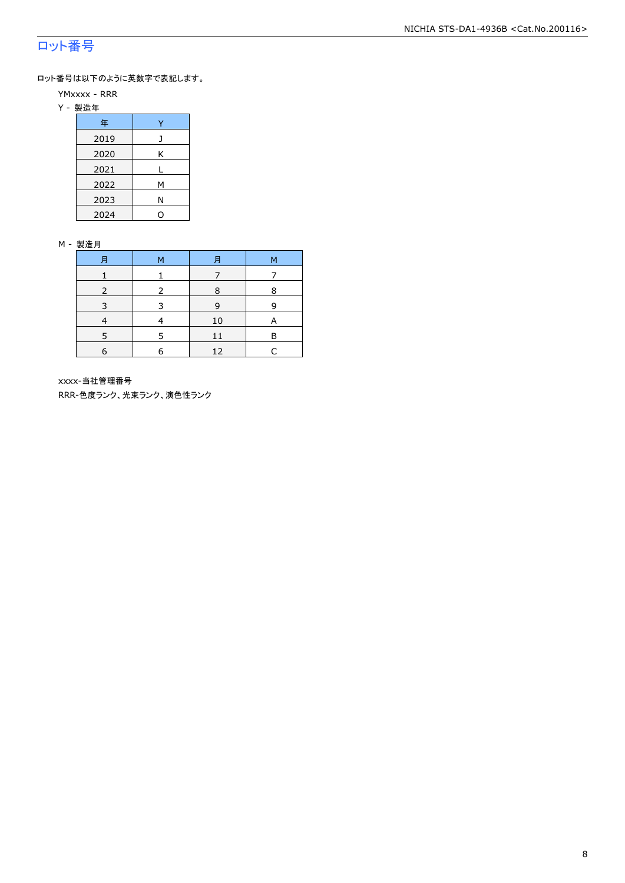## ロット番号

ロット番号は以下のように英数字で表記します。

YMxxxx - RRR

Y - 製造年

| 年 | Y |
|---|---|
| 2019 | J |
| 2020 | K |
| 2021 | L |
| 2022 | M |
| 2023 | N |
| 2024 | O |

M - 製造月

| 月 | M | 月 | M |
|---|---|---|---|
| 1 | 1 | 7 | 7 |
| 2 | 2 | 8 | 8 |
| 3 | 3 | 9 | 9 |
| 4 | 4 | 10 | A |
| 5 | 5 | 11 | B |
| 6 | 6 | 12 | C |

xxxx-当社管理番号

RRR-色度ランク、光束ランク、演色性ランク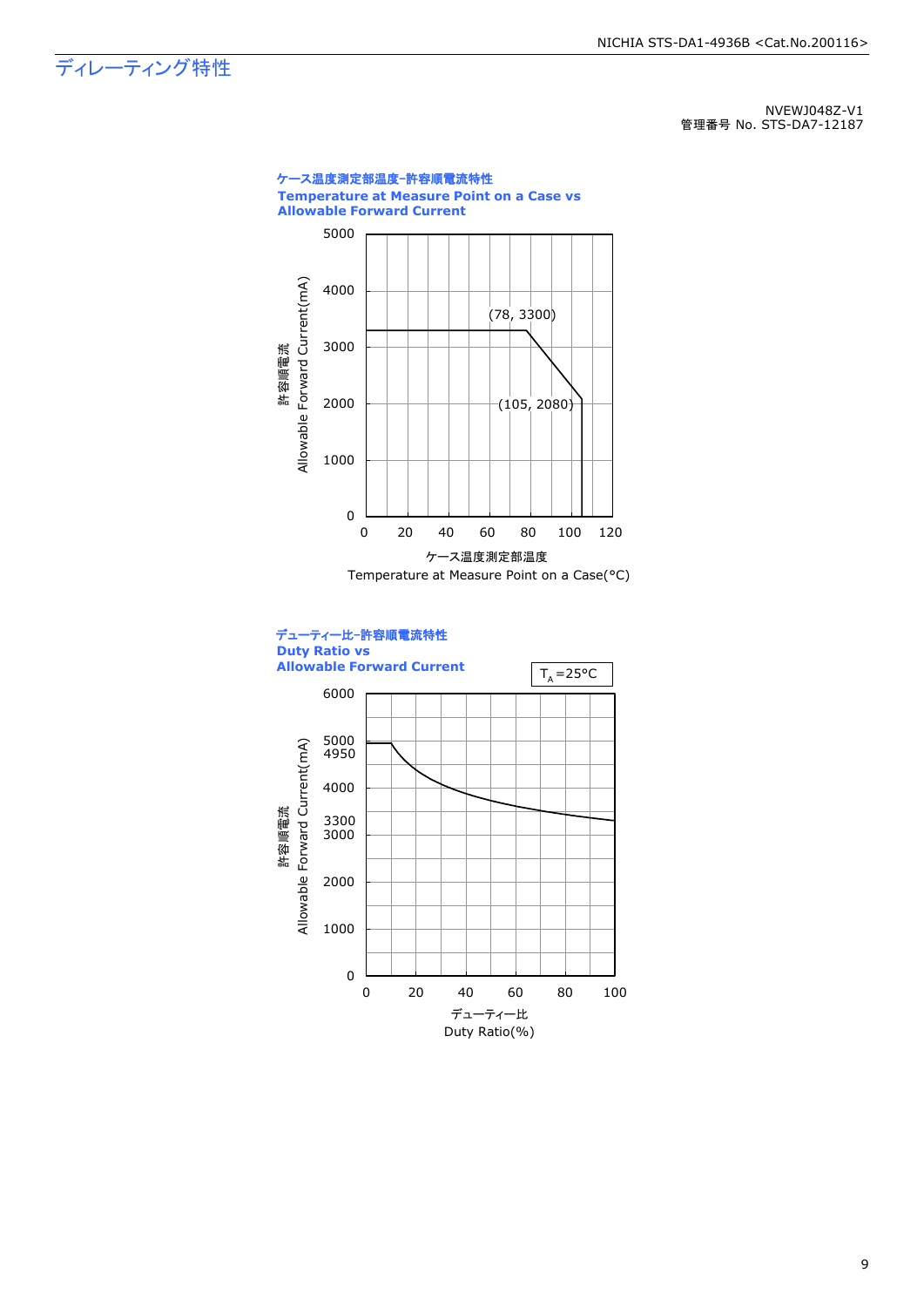# ディレーティング特性

NVEWJ048Z-V1
管理番号 No. STS-DA7-12187

**ケース温度測定部温度−許容順電流特性**
**Temperature at Measure Point on a Case vs Allowable Forward Current**

許容順電流
Allowable Forward Current(mA)

(78, 3300)
(105, 2080)

ケース温度測定部温度
Temperature at Measure Point on a Case(°C)

**デューティー比−許容順電流特性**
**Duty Ratio vs Allowable Forward Current**

$T_A$=25°C

許容順電流
Allowable Forward Current(mA)

デューティー比
Duty Ratio(%)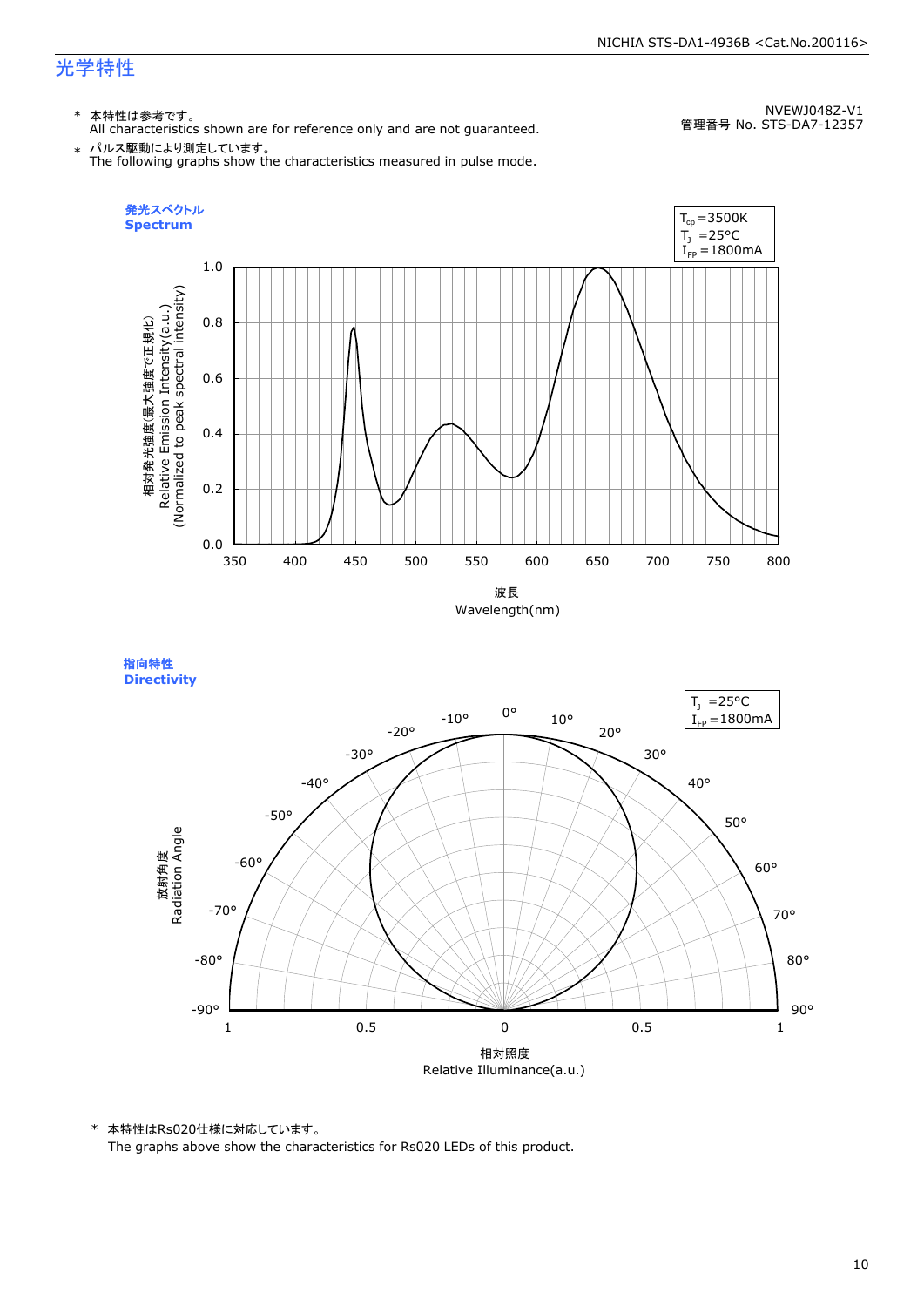## 光学特性

NVEWJ048Z-V1
管理番号 No. STS-DA7-12357

\* 本特性は参考です。
All characteristics shown are for reference only and are not guaranteed.

\* パルス駆動により測定しています。
The following graphs show the characteristics measured in pulse mode.

### 発光スペクトル Spectrum

$T_{cp}$=3500K
$T_J$ =25°C
$I_{FP}$=1800mA

相対発光強度(最大強度で正規化)
Relative Emission Intensity(a.u.)
(Normalized to peak spectral intensity)

波長
Wavelength(nm)

### 指向特性 Directivity

$T_J$ =25°C
$I_{FP}$=1800mA

放射角度
Radiation Angle

相対照度
Relative Illuminance(a.u.)

\* 本特性はRs020仕様に対応しています。
The graphs above show the characteristics for Rs020 LEDs of this product.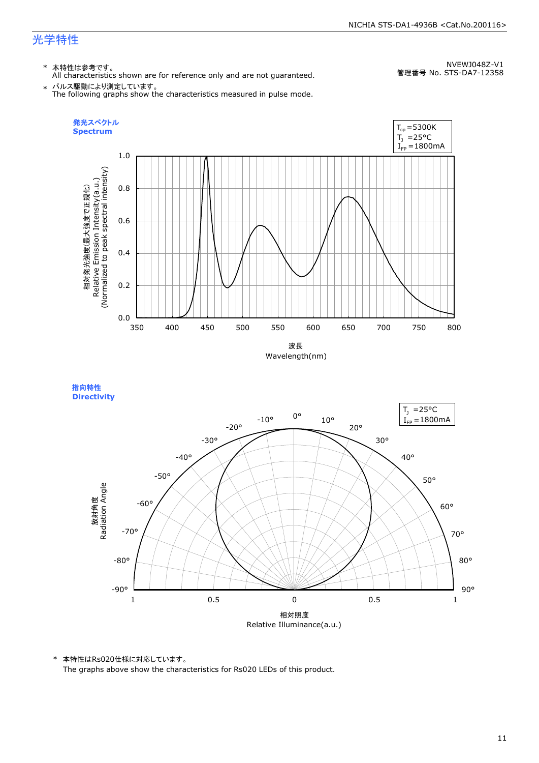# 光学特性

NVEWJ048Z-V1
管理番号 No. STS-DA7-12358

\* 本特性は参考です。
All characteristics shown are for reference only and are not guaranteed.

\* パルス駆動により測定しています。
The following graphs show the characteristics measured in pulse mode.

## 発光スペクトル
## Spectrum

$T_{cp}$ =5300K
$T_J$ =25°C
$I_{FP}$ =1800mA

相対発光強度(最大強度で正規化)
Relative Emission Intensity(a.u.)
(Normalized to peak spectral intensity)

波長
Wavelength(nm)

## 指向特性
## Directivity

$T_J$ =25°C
$I_{FP}$ =1800mA

放射角度
Radiation Angle

相対照度
Relative Illuminance(a.u.)

\* 本特性はRs020仕様に対応しています。
The graphs above show the characteristics for Rs020 LEDs of this product.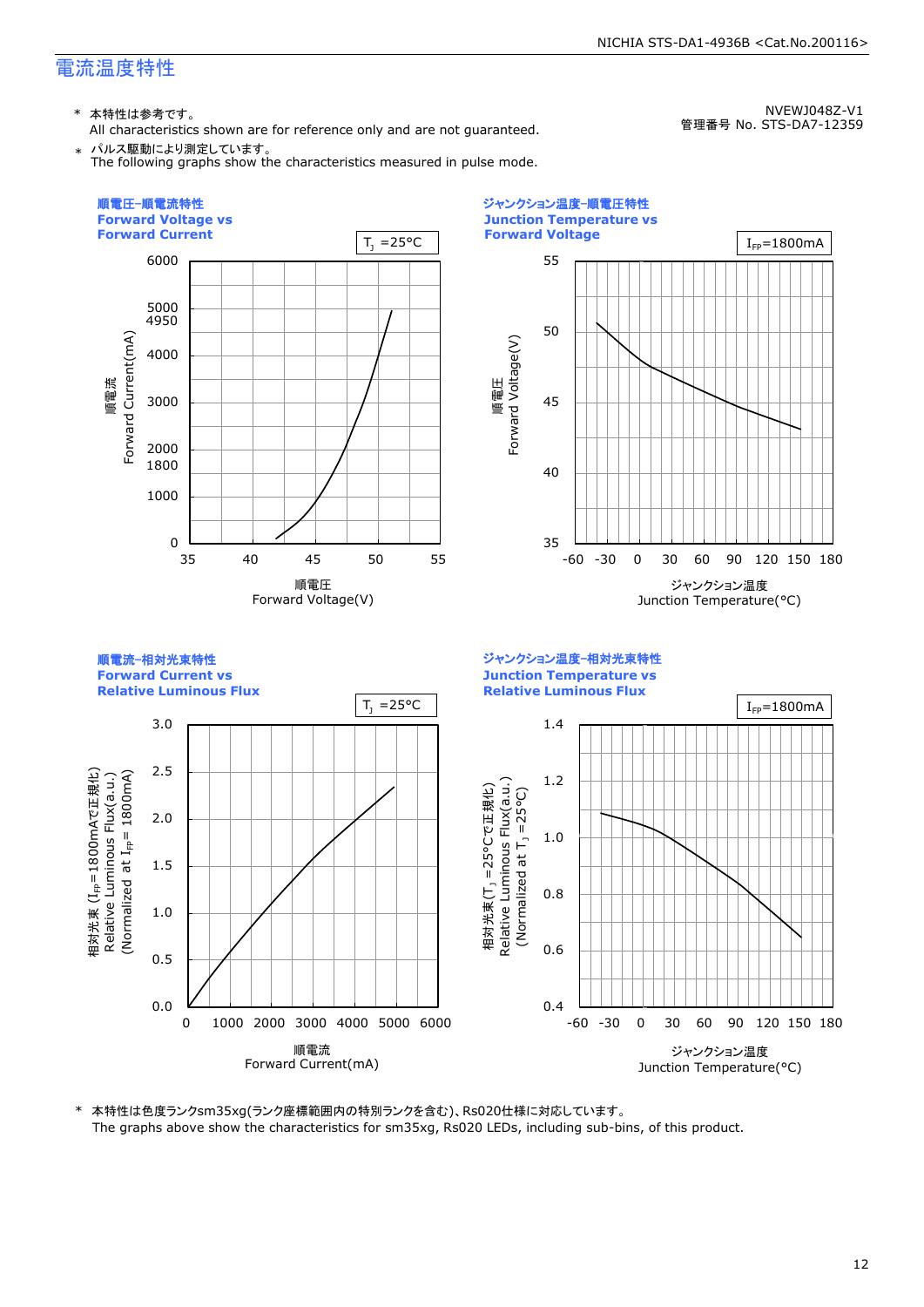## 電流温度特性

NVEWJ048Z-V1
管理番号 No. STS-DA7-12359

\* 本特性は参考です。
All characteristics shown are for reference only and are not guaranteed.

\* パルス駆動により測定しています。
The following graphs show the characteristics measured in pulse mode.

### 順電圧-順電流特性 Forward Voltage vs Forward Current

$T_J$ =25°C

順電流 Forward Current(mA): 0, 1000, 1800, 2000, 3000, 4000, 4950, 5000, 6000

順電圧 Forward Voltage(V): 35, 40, 45, 50, 55

### ジャンクション温度-順電圧特性 Junction Temperature vs Forward Voltage

$I_{FP}$=1800mA

順電圧 Forward Voltage(V): 35, 40, 45, 50, 55

ジャンクション温度 Junction Temperature(°C): -60, -30, 0, 30, 60, 90, 120, 150, 180

### 順電流-相対光束特性 Forward Current vs Relative Luminous Flux

$T_J$ =25°C

相対光束 ($I_{FP}$=1800mAで正規化) Relative Luminous Flux(a.u.) (Normalized at $I_{FP}$= 1800mA): 0.0, 0.5, 1.0, 1.5, 2.0, 2.5, 3.0

順電流 Forward Current(mA): 0, 1000, 2000, 3000, 4000, 5000, 6000

### ジャンクション温度-相対光束特性 Junction Temperature vs Relative Luminous Flux

$I_{FP}$=1800mA

相対光束 ($T_J$ =25°Cで正規化) Relative Luminous Flux(a.u.) (Normalized at $T_J$ =25°C): 0.4, 0.6, 0.8, 1.0, 1.2, 1.4

ジャンクション温度 Junction Temperature(°C): -60, -30, 0, 30, 60, 90, 120, 150, 180

\* 本特性は色度ランクsm35xg(ランク座標範囲内の特別ランクを含む)、Rs020仕様に対応しています。
The graphs above show the characteristics for sm35xg, Rs020 LEDs, including sub-bins, of this product.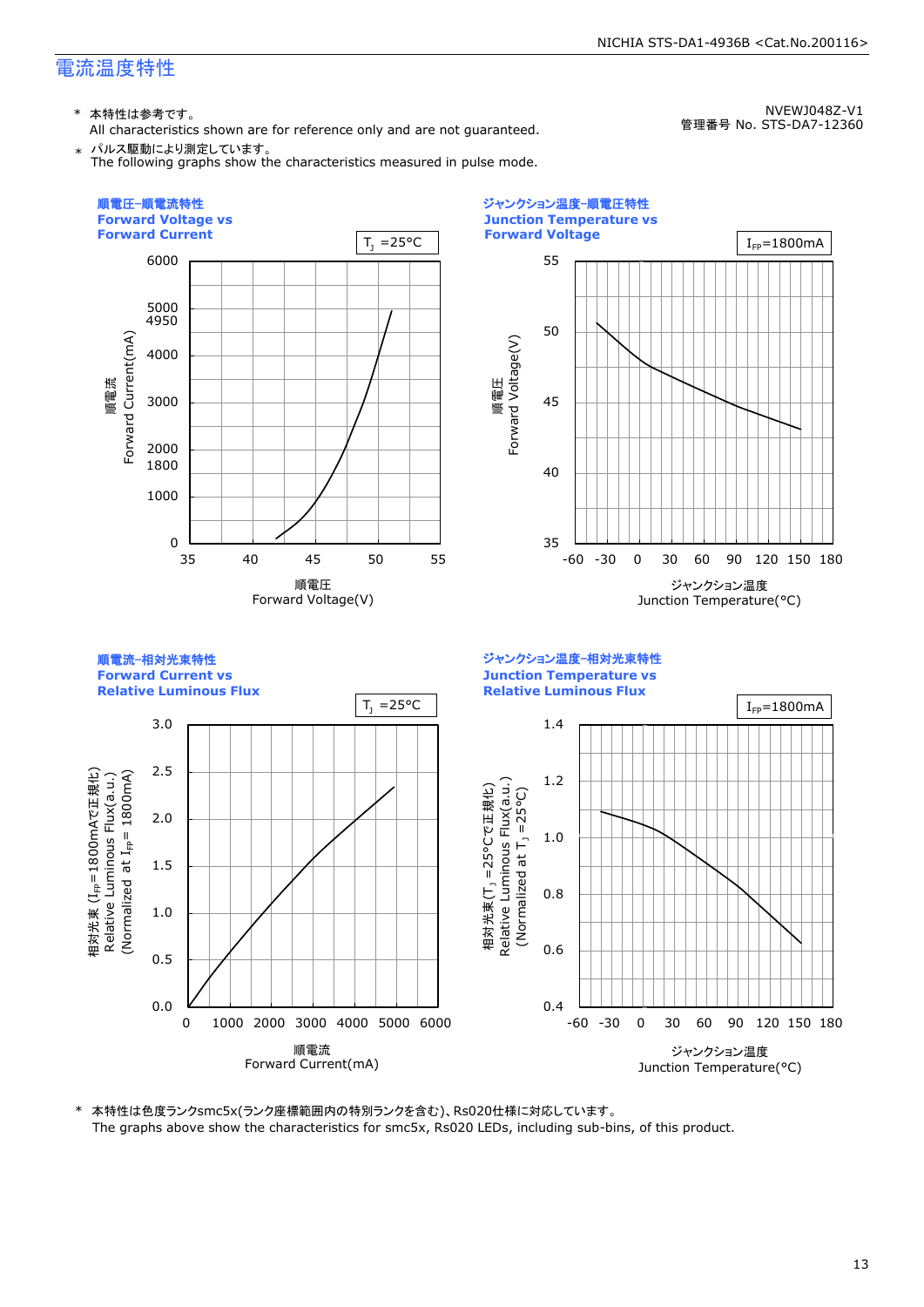## 電流温度特性

NVEWJ048Z-V1
管理番号 No. STS-DA7-12360

\* 本特性は参考です。
All characteristics shown are for reference only and are not guaranteed.

\* パルス駆動により測定しています。
The following graphs show the characteristics measured in pulse mode.

### 順電圧−順電流特性
**Forward Voltage vs Forward Current**

$T_J$ =25°C

Y-axis: 順電流 Forward Current(mA) — 0, 1000, 1800, 2000, 3000, 4000, 4950, 5000, 6000
X-axis: 順電圧 Forward Voltage(V) — 35, 40, 45, 50, 55

### ジャンクション温度−順電圧特性
**Junction Temperature vs Forward Voltage**

$I_{FP}$=1800mA

Y-axis: 順電圧 Forward Voltage(V) — 35, 40, 45, 50, 55
X-axis: ジャンクション温度 Junction Temperature(°C) — -60, -30, 0, 30, 60, 90, 120, 150, 180

### 順電流−相対光束特性
**Forward Current vs Relative Luminous Flux**

$T_J$ =25°C

Y-axis: 相対光束 ($I_{FP}$=1800mAで正規化) Relative Luminous Flux(a.u.) (Normalized at $I_{FP}$= 1800mA) — 0.0, 0.5, 1.0, 1.5, 2.0, 2.5, 3.0
X-axis: 順電流 Forward Current(mA) — 0, 1000, 2000, 3000, 4000, 5000, 6000

### ジャンクション温度−相対光束特性
**Junction Temperature vs Relative Luminous Flux**

$I_{FP}$=1800mA

Y-axis: 相対光束 ($T_J$ =25°Cで正規化) Relative Luminous Flux(a.u.) (Normalized at $T_J$ =25°C) — 0.4, 0.6, 0.8, 1.0, 1.2, 1.4
X-axis: ジャンクション温度 Junction Temperature(°C) — -60, -30, 0, 30, 60, 90, 120, 150, 180

\* 本特性は色度ランクsmc5x(ランク座標範囲内の特別ランクを含む)、Rs020仕様に対応しています。
The graphs above show the characteristics for smc5x, Rs020 LEDs, including sub-bins, of this product.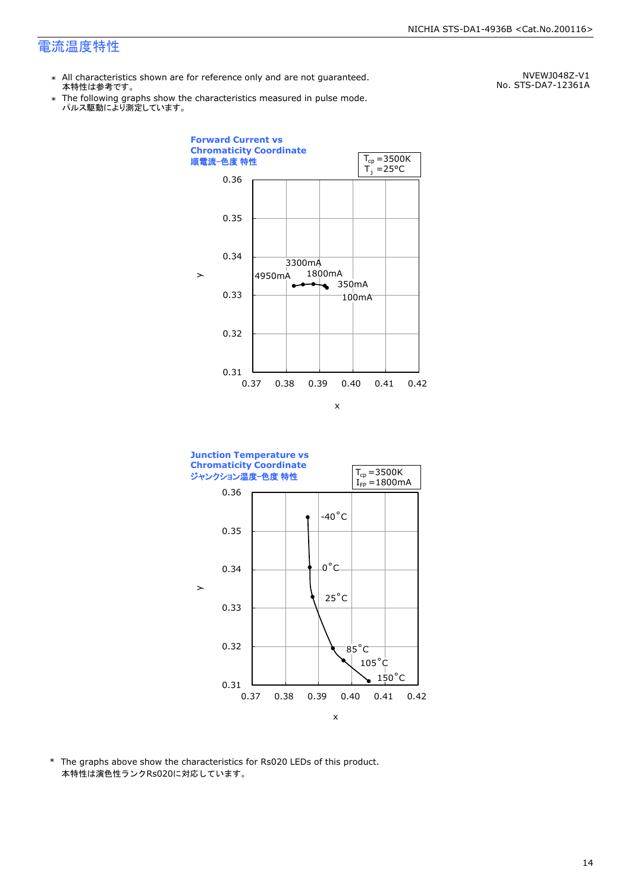# 電流温度特性

NVEWJ048Z-V1
No. STS-DA7-12361A

- ＊ All characteristics shown are for reference only and are not guaranteed.
  本特性は参考です。
- ＊ The following graphs show the characteristics measured in pulse mode.
  パルス駆動により測定しています。

**Forward Current vs Chromaticity Coordinate**
**順電流-色度 特性**

$T_{cp}$ =3500K
$T_J$ =25°C

y: 0.31–0.36; x: 0.37–0.42

Data point labels: 4950mA, 3300mA, 1800mA, 350mA, 100mA

**Junction Temperature vs Chromaticity Coordinate**
**ジャンクション温度-色度 特性**

$T_{cp}$ =3500K
$I_{FP}$ =1800mA

y: 0.31–0.36; x: 0.37–0.42

Data point labels: -40°C, 0°C, 25°C, 85°C, 105°C, 150°C

\* The graphs above show the characteristics for Rs020 LEDs of this product.
本特性は演色性ランクRs020に対応しています。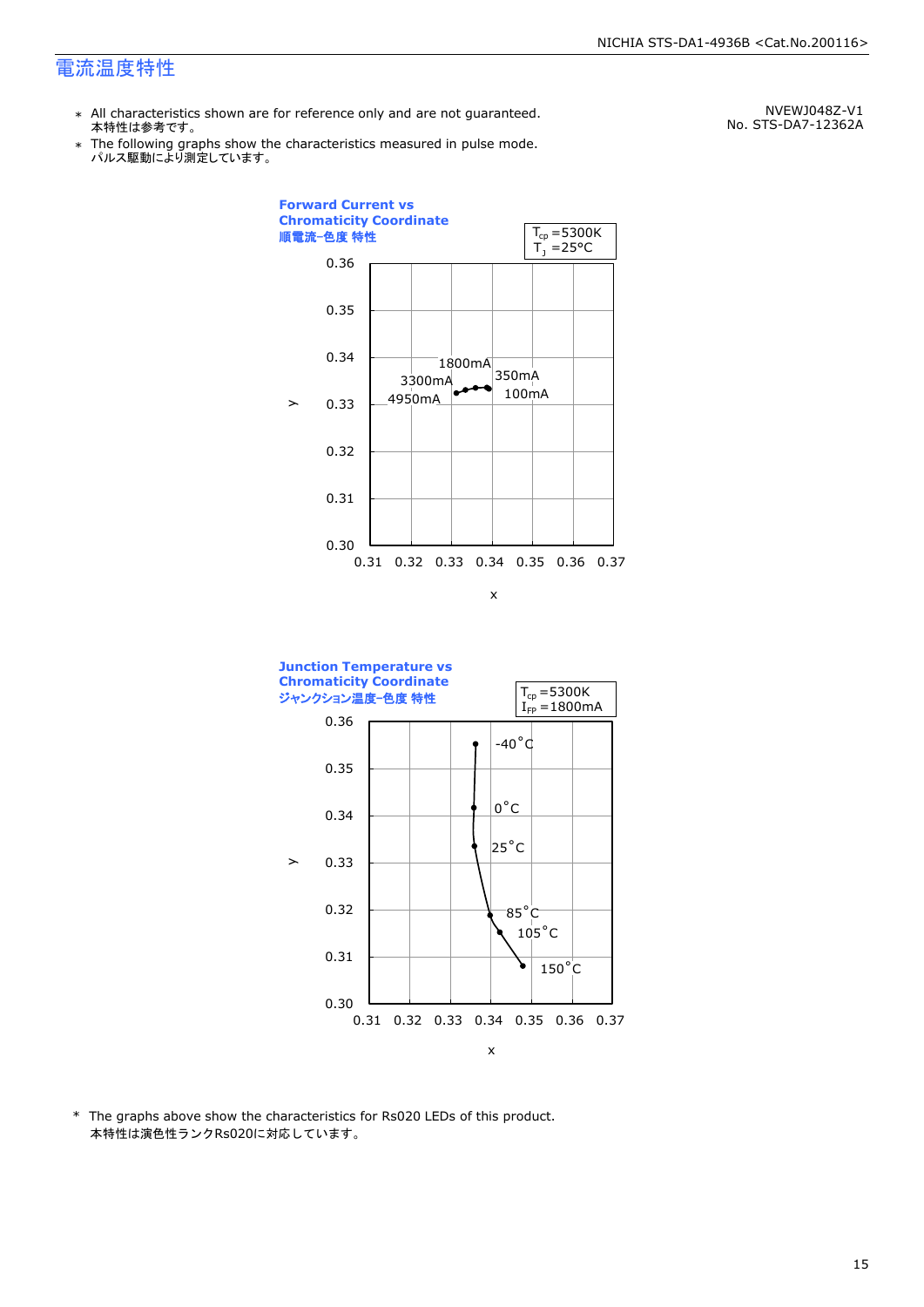# 電流温度特性

NVEWJ048Z-V1
No. STS-DA7-12362A

* All characteristics shown are for reference only and are not guaranteed.
  本特性は参考です。
* The following graphs show the characteristics measured in pulse mode.
  パルス駆動により測定しています。

**Forward Current vs Chromaticity Coordinate**
**順電流-色度 特性**

$T_{cp}$ =5300K
$T_J$ =25°C

y: 0.30–0.36; x: 0.31–0.37

Labels: 100mA, 350mA, 1800mA, 3300mA, 4950mA

**Junction Temperature vs Chromaticity Coordinate**
**ジャンクション温度-色度 特性**

$T_{cp}$ =5300K
$I_{FP}$ =1800mA

y: 0.30–0.36; x: 0.31–0.37

Labels: -40°C, 0°C, 25°C, 85°C, 105°C, 150°C

* The graphs above show the characteristics for Rs020 LEDs of this product.
  本特性は演色性ランクRs020に対応しています。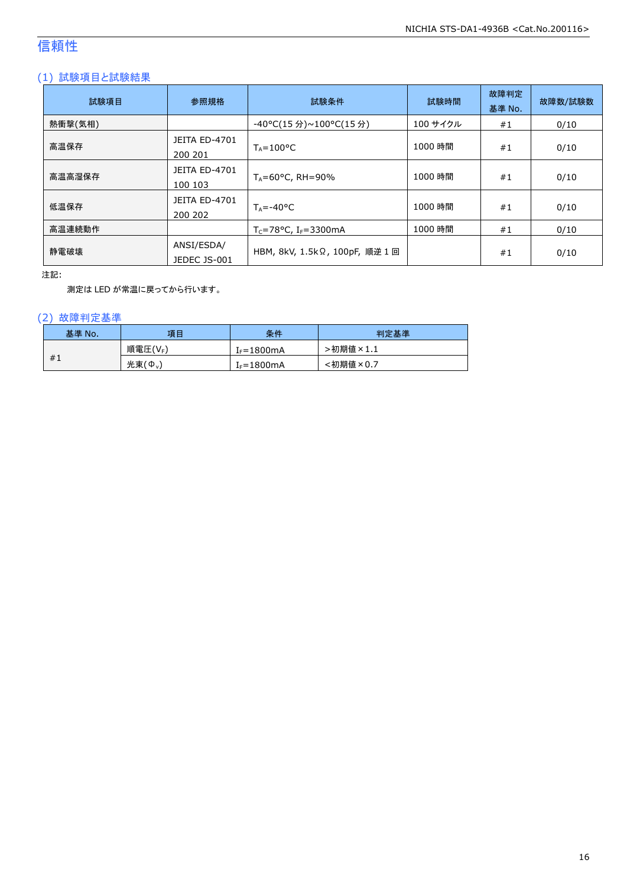# 信頼性

## (1) 試験項目と試験結果

| 試験項目 | 参照規格 | 試験条件 | 試験時間 | 故障判定基準 No. | 故障数/試験数 |
|---|---|---|---|---|---|
| 熱衝撃(気相) | | -40°C(15 分)~100°C(15 分) | 100 サイクル | #1 | 0/10 |
| 高温保存 | JEITA ED-4701 200 201 | $T_A$=100°C | 1000 時間 | #1 | 0/10 |
| 高温高湿保存 | JEITA ED-4701 100 103 | $T_A$=60°C, RH=90% | 1000 時間 | #1 | 0/10 |
| 低温保存 | JEITA ED-4701 200 202 | $T_A$=-40°C | 1000 時間 | #1 | 0/10 |
| 高温連続動作 | | $T_C$=78°C, $I_F$=3300mA | 1000 時間 | #1 | 0/10 |
| 静電破壊 | ANSI/ESDA/ JEDEC JS-001 | HBM, 8kV, 1.5kΩ, 100pF, 順逆 1 回 | | #1 | 0/10 |

注記:

測定は LED が常温に戻ってから行います。

## (2) 故障判定基準

| 基準 No. | 項目 | 条件 | 判定基準 |
|---|---|---|---|
| #1 | 順電圧($V_F$) | $I_F$=1800mA | >初期値×1.1 |
| | 光束($\Phi_V$) | $I_F$=1800mA | <初期値×0.7 |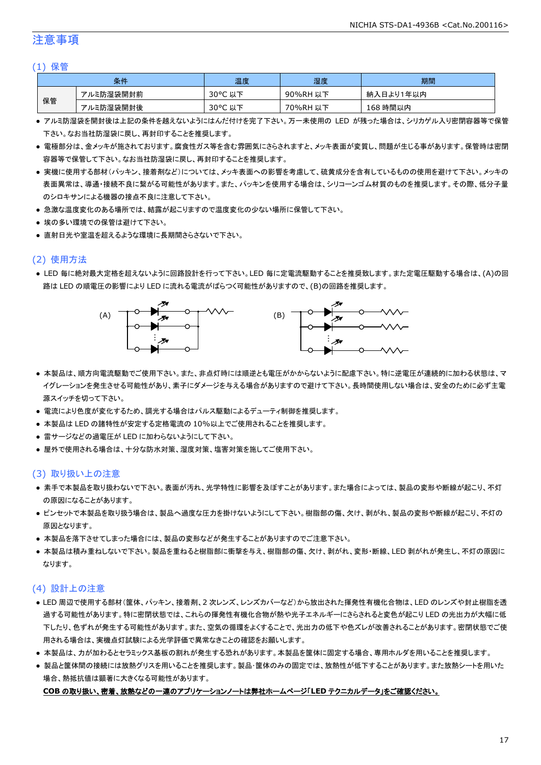## 注意事項

### (1) 保管

| 条件 | | 温度 | 湿度 | 期間 |
|---|---|---|---|---|
| 保管 | アルミ防湿袋開封前 | 30°C 以下 | 90%RH 以下 | 納入日より1年以内 |
| | アルミ防湿袋開封後 | 30°C 以下 | 70%RH 以下 | 168 時間以内 |

- アルミ防湿袋を開封後は上記の条件を越えないようにはんだ付けを完了下さい。万一未使用の LED が残った場合は、シリカゲル入り密閉容器等で保管下さい。なお当社防湿袋に戻し、再封印することを推奨します。
- 電極部分は、金メッキが施されております。腐食性ガス等を含む雰囲気にさらされますと、メッキ表面が変質し、問題が生じる事があります。保管時は密閉容器等で保管して下さい。なお当社防湿袋に戻し、再封印することを推奨します。
- 実機に使用する部材(パッキン、接着剤など)については、メッキ表面への影響を考慮して、硫黄成分を含有しているものの使用を避けて下さい。メッキの表面異常は、導通・接続不良に繋がる可能性があります。また、パッキンを使用する場合は、シリコーンゴム材質のものを推奨します。その際、低分子量のシロキサンによる機器の接点不良に注意して下さい。
- 急激な温度変化のある場所では、結露が起こりますので温度変化の少ない場所に保管して下さい。
- 埃の多い環境での保管は避けて下さい。
- 直射日光や室温を超えるような環境に長期間さらさないで下さい。

### (2) 使用方法

- LED 毎に絶対最大定格を超えないように回路設計を行って下さい。LED 毎に定電流駆動することを推奨致します。また定電圧駆動する場合は、(A)の回路は LED の順電圧の影響により LED に流れる電流がばらつく可能性がありますので、(B)の回路を推奨します。

(A) (B)

- 本製品は、順方向電流駆動でご使用下さい。また、非点灯時には順逆とも電圧がかからないように配慮下さい。特に逆電圧が連続的に加わる状態は、マイグレーションを発生させる可能性があり、素子にダメージを与える場合がありますので避けて下さい。長時間使用しない場合は、安全のために必ず主電源スイッチを切って下さい。
- 電流により色度が変化するため、調光する場合はパルス駆動によるデューティ制御を推奨します。
- 本製品は LED の諸特性が安定する定格電流の 10%以上でご使用されることを推奨します。
- 雷サージなどの過電圧が LED に加わらないようにして下さい。
- 屋外で使用される場合は、十分な防水対策、湿度対策、塩害対策を施してご使用下さい。

### (3) 取り扱い上の注意

- 素手で本製品を取り扱わないで下さい。表面が汚れ、光学特性に影響を及ぼすことがあります。また場合によっては、製品の変形や断線が起こり、不灯の原因になることがあります。
- ピンセットで本製品を取り扱う場合は、製品へ過度な圧力を掛けないようにして下さい。樹脂部の傷、欠け、剥がれ、製品の変形や断線が起こり、不灯の原因となります。
- 本製品を落下させてしまった場合には、製品の変形などが発生することがありますのでご注意下さい。
- 本製品は積み重ねしないで下さい。製品を重ねると樹脂部に衝撃を与え、樹脂部の傷、欠け、剥がれ、変形・断線、LED 剥がれが発生し、不灯の原因になります。

### (4) 設計上の注意

- LED 周辺で使用する部材(筐体、パッキン、接着剤、2 次レンズ、レンズカバーなど)から放出された揮発性有機化合物は、LED のレンズや封止樹脂を透過する可能性があります。特に密閉状態では、これらの揮発性有機化合物が熱や光子エネルギーにさらされると変色が起こり LED の光出力が大幅に低下したり、色ずれが発生する可能性があります。また、空気の循環をよくすることで、光出力の低下や色ズレが改善されることがあります。密閉状態でご使用される場合は、実機点灯試験による光学評価で異常なきことの確認をお願いします。
- 本製品は、力が加わるとセラミックス基板の割れが発生する恐れがあります。本製品を筐体に固定する場合、専用ホルダを用いることを推奨します。
- 製品と筐体間の接続には放熱グリスを用いることを推奨します。製品･筐体のみの固定では、放熱性が低下することがあります。また放熱シートを用いた場合、熱抵抗値は顕著に大きくなる可能性があります。

**COB の取り扱い、密着、放熱などの一連のアプリケーションノートは弊社ホームページ「LED テクニカルデータ」をご確認ください。**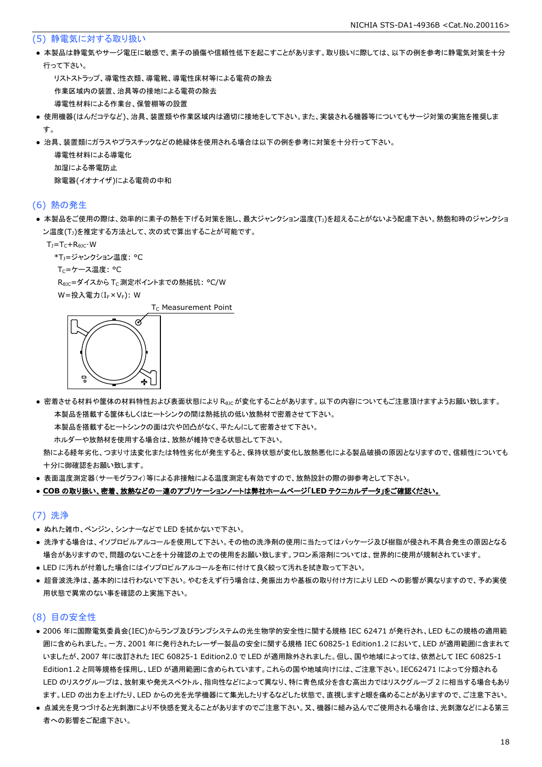## (5) 静電気に対する取り扱い

- 本製品は静電気やサージ電圧に敏感で、素子の損傷や信頼性低下を起こすことがあります。取り扱いに際しては、以下の例を参考に静電気対策を十分行って下さい。
  - リストストラップ、導電性衣類、導電靴、導電性床材等による電荷の除去
  - 作業区域内の装置、治具等の接地による電荷の除去
  - 導電性材料による作業台、保管棚等の設置
- 使用機器(はんだコテなど)、治具、装置類や作業区域内は適切に接地をして下さい。また、実装される機器等についてもサージ対策の実施を推奨します。
- 治具、装置類にガラスやプラスチックなどの絶縁体を使用される場合は以下の例を参考に対策を十分行って下さい。
  - 導電性材料による導電化
  - 加湿による帯電防止
  - 除電器(イオナイザ)による電荷の中和

## (6) 熱の発生

- 本製品をご使用の際は、効率的に素子の熱を下げる対策を施し、最大ジャンクション温度($T_J$)を超えることがないよう配慮下さい。熱飽和時のジャンクション温度($T_J$)を推定する方法として、次の式で算出することが可能です。

  $T_J = T_C + R_{\theta JC} \cdot W$

  *$T_J$=ジャンクション温度: °C

  $T_C$=ケース温度: °C

  $R_{\theta JC}$=ダイスから $T_C$ 測定ポイントまでの熱抵抗: °C/W

  W=投入電力($I_F \times V_F$): W

  $T_C$ Measurement Point

- 密着させる材料や筐体の材料特性および表面状態により $R_{\theta JC}$ が変化することがあります。以下の内容についてもご注意頂けますようお願い致します。
  - 本製品を搭載する筐体もしくはヒートシンクの間は熱抵抗の低い放熱材で密着させて下さい。
  - 本製品を搭載するヒートシンクの面は穴や凹凸がなく、平たんにして密着させて下さい。
  - ホルダーや放熱材を使用する場合は、放熱が維持できる状態として下さい。

  熱による経年劣化、つまり寸法変化または特性劣化が発生すると、保持状態が変化し放熱悪化による製品破損の原因となりますので、信頼性についても十分に御確認をお願い致します。
- 表面温度測定器(サーモグラフィ)等による非接触による温度測定も有効ですので、放熱設計の際の御参考として下さい。
- **COB の取り扱い、密着、放熱などの一連のアプリケーションノートは弊社ホームページ「LED テクニカルデータ」をご確認ください。**

## (7) 洗浄

- ぬれた雑巾、ベンジン、シンナーなどで LED を拭かないで下さい。
- 洗浄する場合は、イソプロピルアルコールを使用して下さい。その他の洗浄剤の使用に当たってはパッケージ及び樹脂が侵され不具合発生の原因となる場合がありますので、問題のないことを十分確認の上での使用をお願い致します。フロン系溶剤については、世界的に使用が規制されています。
- LED に汚れが付着した場合にはイソプロピルアルコールを布に付けて良く絞って汚れを拭き取って下さい。
- 超音波洗浄は、基本的には行わないで下さい。やむをえず行う場合は、発振出力や基板の取り付け方により LED への影響が異なりますので、予め実使用状態で異常のない事を確認の上実施下さい。

## (8) 目の安全性

- 2006 年に国際電気委員会(IEC)からランプ及びランプシステムの光生物学的安全性に関する規格 IEC 62471 が発行され、LED もこの規格の適用範囲に含められました。一方、2001 年に発行されたレーザー製品の安全に関する規格 IEC 60825-1 Edition1.2 において、LED が適用範囲に含まれていましたが、2007 年に改訂された IEC 60825-1 Edition2.0 で LED が適用除外されました。但し、国や地域によっては、依然として IEC 60825-1 Edition1.2 と同等規格を採用し、LED が適用範囲に含められています。これらの国や地域向けには、ご注意下さい。IEC62471 によって分類される LED のリスクグループは、放射束や発光スペクトル、指向性などによって異なり、特に青色成分を含む高出力ではリスクグループ 2 に相当する場合もあります。LED の出力を上げたり、LED からの光を光学機器にて集光したりするなどした状態で、直視しますと眼を痛めることがありますので、ご注意下さい。
- 点滅光を見つづけると光刺激により不快感を覚えることがありますのでご注意下さい。又、機器に組み込んでご使用される場合は、光刺激などによる第三者への影響をご配慮下さい。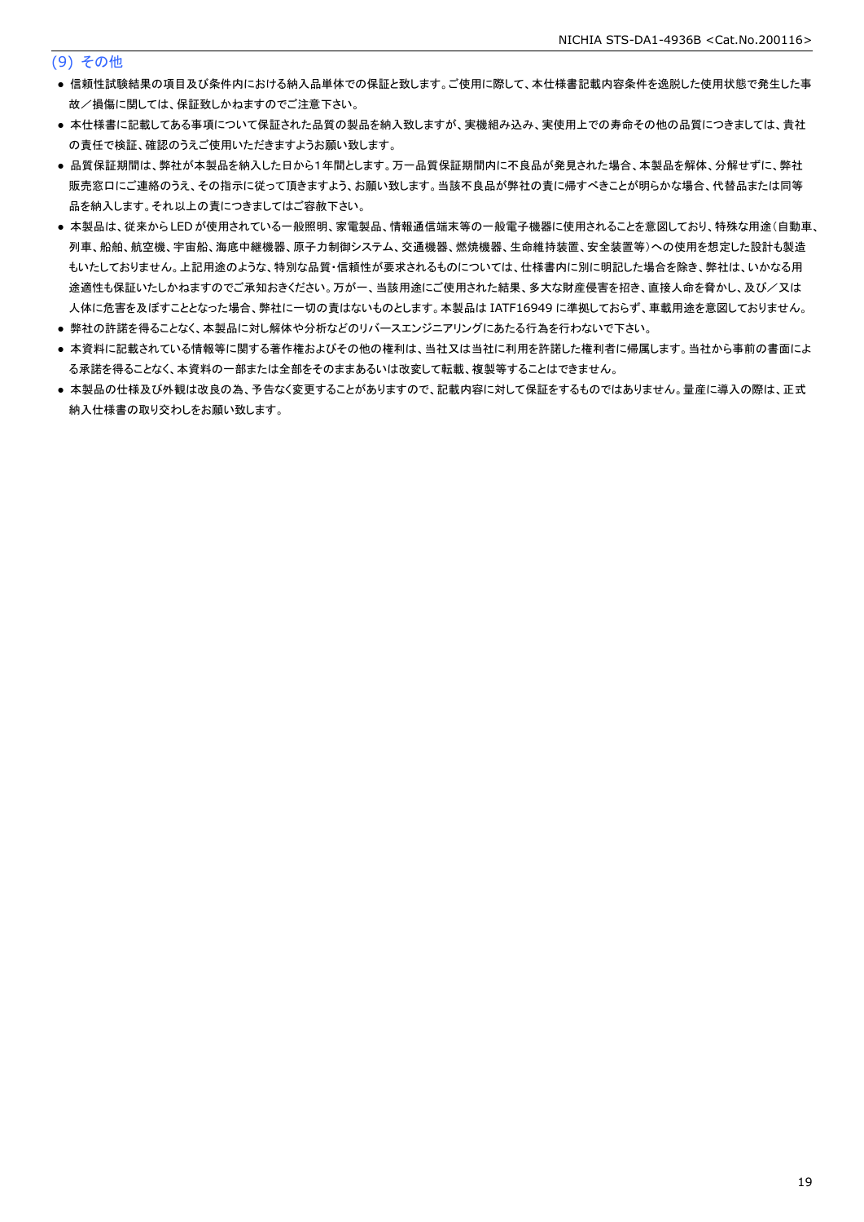### (9) その他

- 信頼性試験結果の項目及び条件内における納入品単体での保証と致します。ご使用に際して、本仕様書記載内容条件を逸脱した使用状態で発生した事故／損傷に関しては、保証致しかねますのでご注意下さい。
- 本仕様書に記載してある事項について保証された品質の製品を納入致しますが、実機組み込み、実使用上での寿命その他の品質につきましては、貴社の責任で検証、確認のうえご使用いただきますようお願い致します。
- 品質保証期間は、弊社が本製品を納入した日から1年間とします。万一品質保証期間内に不良品が発見された場合、本製品を解体、分解せずに、弊社販売窓口にご連絡のうえ、その指示に従って頂きますよう、お願い致します。当該不良品が弊社の責に帰すべきことが明らかな場合、代替品または同等品を納入します。それ以上の責につきましてはご容赦下さい。
- 本製品は、従来からLEDが使用されている一般照明、家電製品、情報通信端末等の一般電子機器に使用されることを意図しており、特殊な用途（自動車、列車、船舶、航空機、宇宙船、海底中継機器、原子力制御システム、交通機器、燃焼機器、生命維持装置、安全装置等）への使用を想定した設計も製造もいたしておりません。上記用途のような、特別な品質・信頼性が要求されるものについては、仕様書内に別に明記した場合を除き、弊社は、いかなる用途適性も保証いたしかねますのでご承知おきください。万が一、当該用途にご使用された結果、多大な財産侵害を招き、直接人命を脅かし、及び／又は人体に危害を及ぼすこととなった場合、弊社に一切の責はないものとします。本製品は IATF16949 に準拠しておらず、車載用途を意図しておりません。
- 弊社の許諾を得ることなく、本製品に対し解体や分析などのリバースエンジニアリングにあたる行為を行わないで下さい。
- 本資料に記載されている情報等に関する著作権およびその他の権利は、当社又は当社に利用を許諾した権利者に帰属します。当社から事前の書面による承諾を得ることなく、本資料の一部または全部をそのままあるいは改変して転載、複製等することはできません。
- 本製品の仕様及び外観は改良の為、予告なく変更することがありますので、記載内容に対して保証をするものではありません。量産に導入の際は、正式納入仕様書の取り交わしをお願い致します。